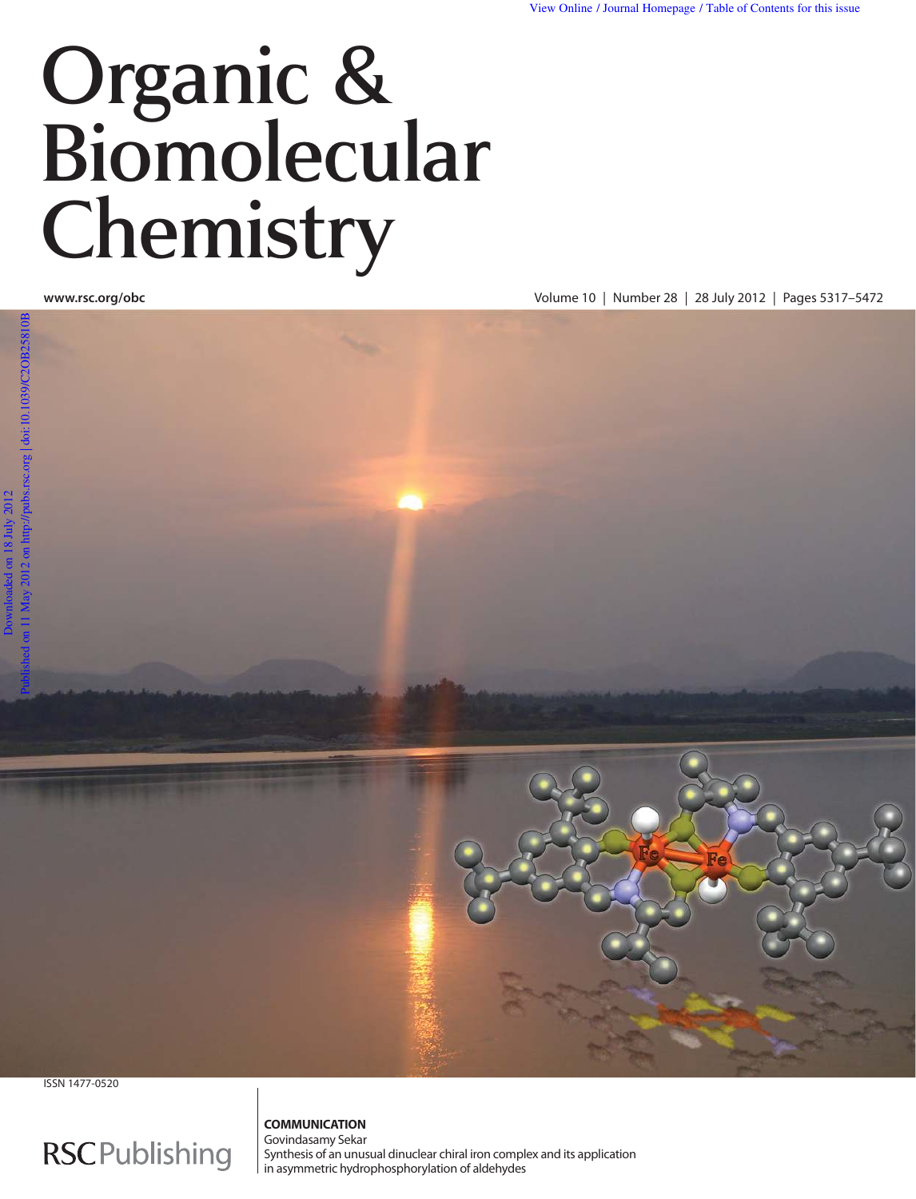View Online / Journal Homepage / Table of Contents for this issue

# Organic & Biomolecular Chemistry

www.rsc.org/obc

Volume 10 | Number 28 | 28 July 2012 | Pages 5317–5472

Downloaded on 18 July 2012

Published on 11 May 2012 on http://pubs.rsc.org | doi:10.1039/C2OB25810B

ISSN 1477-0520

RSCPublishing

**COMMUNICATION**

Govindasamy Sekar

Synthesis of an unusual dinuclear chiral iron complex and its application in asymmetric hydrophosphorylation of aldehydes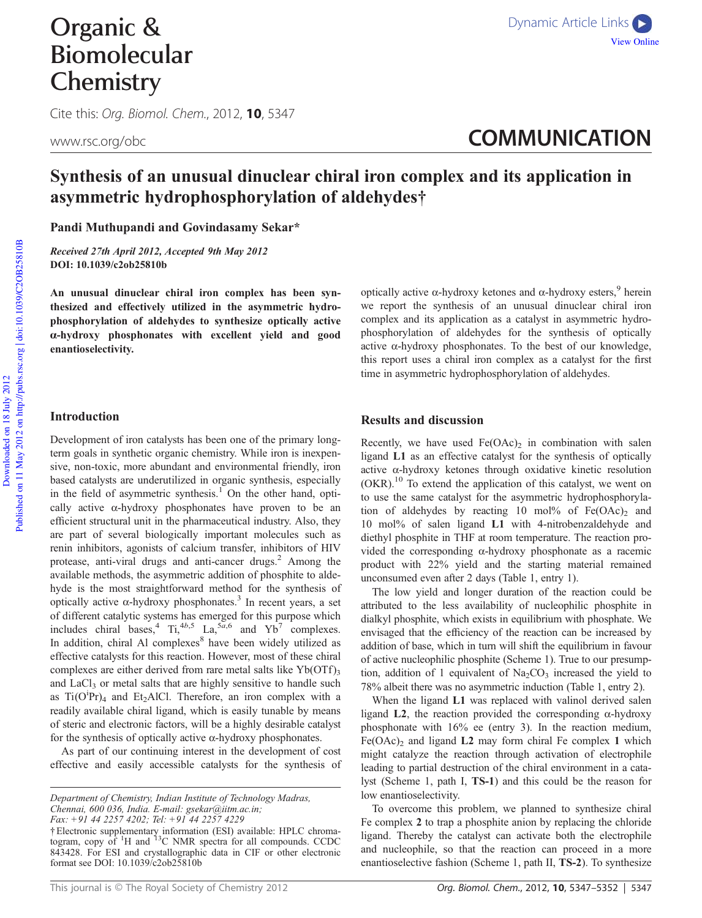# Synthesis of an unusual dinuclear chiral iron complex and its application in asymmetric hydrophosphorylation of aldehydes†

**Pandi Muthupandi and Govindasamy Sekar***

*Received 27th April 2012, Accepted 9th May 2012*
**DOI: 10.1039/c2ob25810b**

**An unusual dinuclear chiral iron complex has been synthesized and effectively utilized in the asymmetric hydrophosphorylation of aldehydes to synthesize optically active α-hydroxy phosphonates with excellent yield and good enantioselectivity.**

## Introduction

Development of iron catalysts has been one of the primary long-term goals in synthetic organic chemistry. While iron is inexpensive, non-toxic, more abundant and environmental friendly, iron based catalysts are underutilized in organic synthesis, especially in the field of asymmetric synthesis.[1] On the other hand, optically active α-hydroxy phosphonates have proven to be an efficient structural unit in the pharmaceutical industry. Also, they are part of several biologically important molecules such as renin inhibitors, agonists of calcium transfer, inhibitors of HIV protease, anti-viral drugs and anti-cancer drugs.[2] Among the available methods, the asymmetric addition of phosphite to aldehyde is the most straightforward method for the synthesis of optically active α-hydroxy phosphonates.[3] In recent years, a set of different catalytic systems has emerged for this purpose which includes chiral bases,[4] Ti,[4b,5] La,[5a,6] and Yb[7] complexes. In addition, chiral Al complexes[8] have been widely utilized as effective catalysts for this reaction. However, most of these chiral complexes are either derived from rare metal salts like $Yb(OTf)_3$ and $LaCl_3$ or metal salts that are highly sensitive to handle such as $Ti(O^iPr)_4$ and $Et_2AlCl$. Therefore, an iron complex with a readily available chiral ligand, which is easily tunable by means of steric and electronic factors, will be a highly desirable catalyst for the synthesis of optically active α-hydroxy phosphonates.

As part of our continuing interest in the development of cost effective and easily accessible catalysts for the synthesis of optically active α-hydroxy ketones and α-hydroxy esters,[9] herein we report the synthesis of an unusual dinuclear chiral iron complex and its application as a catalyst in asymmetric hydrophosphorylation of aldehydes for the synthesis of optically active α-hydroxy phosphonates. To the best of our knowledge, this report uses a chiral iron complex as a catalyst for the first time in asymmetric hydrophosphorylation of aldehydes.

## Results and discussion

Recently, we have used $Fe(OAc)_2$ in combination with salen ligand **L1** as an effective catalyst for the synthesis of optically active α-hydroxy ketones through oxidative kinetic resolution (OKR).[10] To extend the application of this catalyst, we went on to use the same catalyst for the asymmetric hydrophosphorylation of aldehydes by reacting 10 mol% of $Fe(OAc)_2$ and 10 mol% of salen ligand **L1** with 4-nitrobenzaldehyde and diethyl phosphite in THF at room temperature. The reaction provided the corresponding α-hydroxy phosphonate as a racemic product with 22% yield and the starting material remained unconsumed even after 2 days (Table 1, entry 1).

The low yield and longer duration of the reaction could be attributed to the less availability of nucleophilic phosphite in dialkyl phosphite, which exists in equilibrium with phosphate. We envisaged that the efficiency of the reaction can be increased by addition of base, which in turn will shift the equilibrium in favour of active nucleophilic phosphite (Scheme 1). True to our presumption, addition of 1 equivalent of $Na_2CO_3$ increased the yield to 78% albeit there was no asymmetric induction (Table 1, entry 2).

When the ligand **L1** was replaced with valinol derived salen ligand **L2**, the reaction provided the corresponding α-hydroxy phosphonate with 16% ee (entry 3). In the reaction medium, $Fe(OAc)_2$ and ligand **L2** may form chiral Fe complex **1** which might catalyze the reaction through activation of electrophile leading to partial destruction of the chiral environment in a catalyst (Scheme 1, path I, **TS-1**) and this could be the reason for low enantioselectivity.

To overcome this problem, we planned to synthesize chiral Fe complex **2** to trap a phosphite anion by replacing the chloride ligand. Thereby the catalyst can activate both the electrophile and nucleophile, so that the reaction can proceed in a more enantioselective fashion (Scheme 1, path II, **TS-2**). To synthesize

Department of Chemistry, Indian Institute of Technology Madras, Chennai, 600 036, India. E-mail: gsekar@iitm.ac.in; Fax: +91 44 2257 4202; Tel: +91 44 2257 4229

† Electronic supplementary information (ESI) available: HPLC chromatogram, copy of $^1H$ and $^{13}C$ NMR spectra for all compounds. CCDC 843428. For ESI and crystallographic data in CIF or other electronic format see DOI: 10.1039/c2ob25810b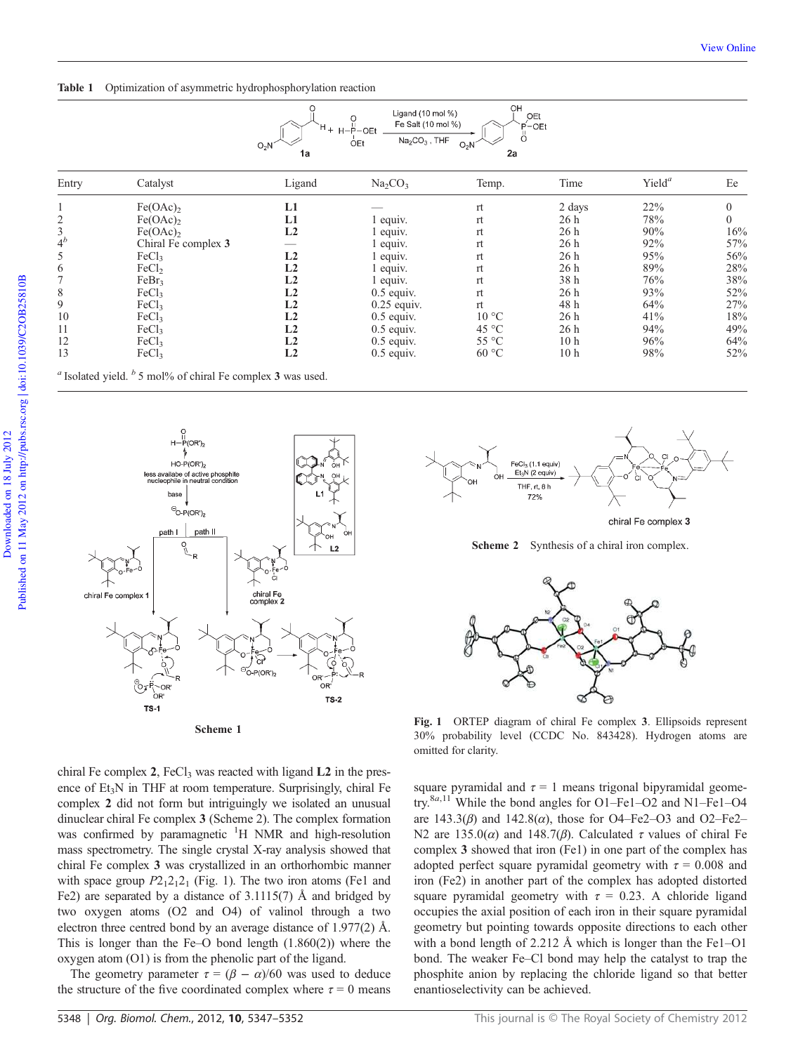**Table 1** Optimization of asymmetric hydrophosphorylation reaction

| Entry | Catalyst | Ligand | $Na_2CO_3$ | Temp. | Time | Yield[a] | Ee |
|---|---|---|---|---|---|---|---|
| 1 | $Fe(OAc)_2$ | **L1** | — | rt | 2 days | 22% | 0 |
| 2 | $Fe(OAc)_2$ | **L1** | 1 equiv. | rt | 26 h | 78% | 0 |
| 3 | $Fe(OAc)_2$ | **L2** | 1 equiv. | rt | 26 h | 90% | 16% |
| 4[b] | Chiral Fe complex **3** | — | 1 equiv. | rt | 26 h | 92% | 57% |
| 5 | $FeCl_3$ | **L2** | 1 equiv. | rt | 26 h | 95% | 56% |
| 6 | $FeCl_2$ | **L2** | 1 equiv. | rt | 26 h | 89% | 28% |
| 7 | $FeBr_3$ | **L2** | 1 equiv. | rt | 38 h | 76% | 38% |
| 8 | $FeCl_3$ | **L2** | 0.5 equiv. | rt | 26 h | 93% | 52% |
| 9 | $FeCl_3$ | **L2** | 0.25 equiv. | rt | 48 h | 64% | 27% |
| 10 | $FeCl_3$ | **L2** | 0.5 equiv. | 10 °C | 26 h | 41% | 18% |
| 11 | $FeCl_3$ | **L2** | 0.5 equiv. | 45 °C | 26 h | 94% | 49% |
| 12 | $FeCl_3$ | **L2** | 0.5 equiv. | 55 °C | 10 h | 96% | 64% |
| 13 | $FeCl_3$ | **L2** | 0.5 equiv. | 60 °C | 10 h | 98% | 52% |

[a] Isolated yield. [b] 5 mol% of chiral Fe complex **3** was used.

**Scheme 1**

**Scheme 2** Synthesis of a chiral iron complex.

**Fig. 1** ORTEP diagram of chiral Fe complex **3**. Ellipsoids represent 30% probability level (CCDC No. 843428). Hydrogen atoms are omitted for clarity.

chiral Fe complex **2**, $FeCl_3$ was reacted with ligand **L2** in the presence of $Et_3N$ in THF at room temperature. Surprisingly, chiral Fe complex **2** did not form but intriguingly we isolated an unusual dinuclear chiral Fe complex **3** (Scheme 2). The complex formation was confirmed by paramagnetic $^1H$ NMR and high-resolution mass spectrometry. The single crystal X-ray analysis showed that chiral Fe complex **3** was crystallized in an orthorhombic manner with space group $P2_12_12_1$ (Fig. 1). The two iron atoms (Fe1 and Fe2) are separated by a distance of 3.1115(7) Å and bridged by two oxygen atoms (O2 and O4) of valinol through a two electron three centred bond by an average distance of 1.977(2) Å. This is longer than the Fe–O bond length (1.860(2)) where the oxygen atom (O1) is from the phenolic part of the ligand.

The geometry parameter $\tau = (\beta - \alpha)/60$ was used to deduce the structure of the five coordinated complex where $\tau = 0$ means square pyramidal and $\tau = 1$ means trigonal bipyramidal geometry.[8a,11] While the bond angles for O1–Fe1–O2 and N1–Fe1–O4 are 143.3($\beta$) and 142.8($\alpha$), those for O4–Fe2–O3 and O2–Fe2–N2 are 135.0($\alpha$) and 148.7($\beta$). Calculated $\tau$ values of chiral Fe complex **3** showed that iron (Fe1) in one part of the complex has adopted perfect square pyramidal geometry with $\tau = 0.008$ and iron (Fe2) in another part of the complex has adopted distorted square pyramidal geometry with $\tau = 0.23$. A chloride ligand occupies the axial position of each iron in their square pyramidal geometry but pointing towards opposite directions to each other with a bond length of 2.212 Å which is longer than the Fe1–O1 bond. The weaker Fe–Cl bond may help the catalyst to trap the phosphite anion by replacing the chloride ligand so that better enantioselectivity can be achieved.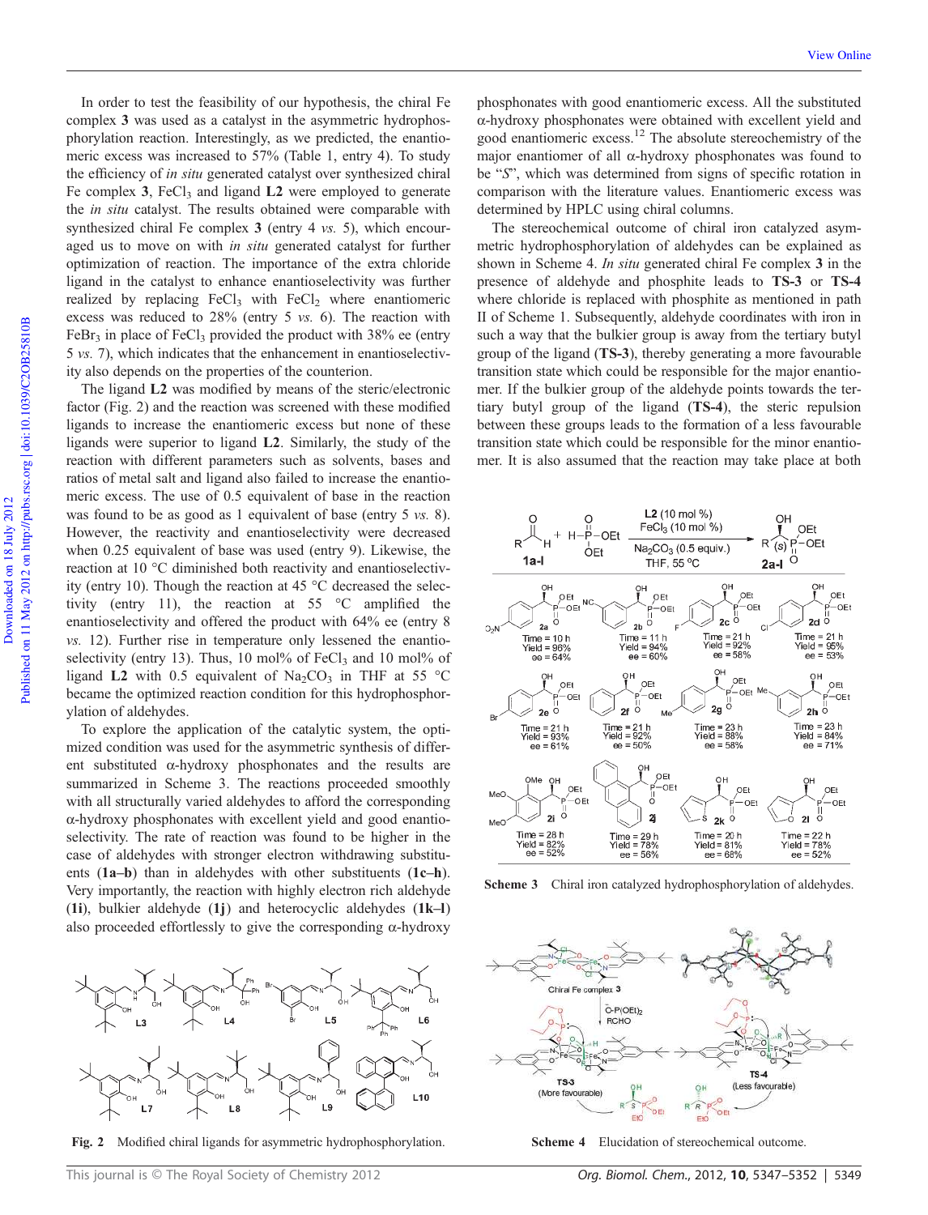In order to test the feasibility of our hypothesis, the chiral Fe complex **3** was used as a catalyst in the asymmetric hydrophosphorylation reaction. Interestingly, as we predicted, the enantiomeric excess was increased to 57% (Table 1, entry 4). To study the efficiency of *in situ* generated catalyst over synthesized chiral Fe complex **3**, $FeCl_3$ and ligand **L2** were employed to generate the *in situ* catalyst. The results obtained were comparable with synthesized chiral Fe complex **3** (entry 4 *vs.* 5), which encouraged us to move on with *in situ* generated catalyst for further optimization of reaction. The importance of the extra chloride ligand in the catalyst to enhance enantioselectivity was further realized by replacing $FeCl_3$ with $FeCl_2$ where enantiomeric excess was reduced to 28% (entry 5 *vs.* 6). The reaction with $FeBr_3$ in place of $FeCl_3$ provided the product with 38% ee (entry 5 *vs.* 7), which indicates that the enhancement in enantioselectivity also depends on the properties of the counterion.

The ligand **L2** was modified by means of the steric/electronic factor (Fig. 2) and the reaction was screened with these modified ligands to increase the enantiomeric excess but none of these ligands were superior to ligand **L2**. Similarly, the study of the reaction with different parameters such as solvents, bases and ratios of metal salt and ligand also failed to increase the enantiomeric excess. The use of 0.5 equivalent of base in the reaction was found to be as good as 1 equivalent of base (entry 5 *vs.* 8). However, the reactivity and enantioselectivity were decreased when 0.25 equivalent of base was used (entry 9). Likewise, the reaction at 10 °C diminished both reactivity and enantioselectivity (entry 10). Though the reaction at 45 °C decreased the selectivity (entry 11), the reaction at 55 °C amplified the enantioselectivity and offered the product with 64% ee (entry 8 *vs.* 12). Further rise in temperature only lessened the enantioselectivity (entry 13). Thus, 10 mol% of $FeCl_3$ and 10 mol% of ligand **L2** with 0.5 equivalent of $Na_2CO_3$ in THF at 55 °C became the optimized reaction condition for this hydrophosphorylation of aldehydes.

To explore the application of the catalytic system, the optimized condition was used for the asymmetric synthesis of different substituted α-hydroxy phosphonates and the results are summarized in Scheme 3. The reactions proceeded smoothly with all structurally varied aldehydes to afford the corresponding α-hydroxy phosphonates with excellent yield and good enantioselectivity. The rate of reaction was found to be higher in the case of aldehydes with stronger electron withdrawing substituents (**1a–b**) than in aldehydes with other substituents (**1c–h**). Very importantly, the reaction with highly electron rich aldehyde (**1i**), bulkier aldehyde (**1j**) and heterocyclic aldehydes (**1k–l**) also proceeded effortlessly to give the corresponding α-hydroxy phosphonates with good enantiomeric excess. All the substituted α-hydroxy phosphonates were obtained with excellent yield and good enantiomeric excess.[12] The absolute stereochemistry of the major enantiomer of all α-hydroxy phosphonates was found to be "*S*", which was determined from signs of specific rotation in comparison with the literature values. Enantiomeric excess was determined by HPLC using chiral columns.

The stereochemical outcome of chiral iron catalyzed asymmetric hydrophosphorylation of aldehydes can be explained as shown in Scheme 4. *In situ* generated chiral Fe complex **3** in the presence of aldehyde and phosphite leads to **TS-3** or **TS-4** where chloride is replaced with phosphite as mentioned in path II of Scheme 1. Subsequently, aldehyde coordinates with iron in such a way that the bulkier group is away from the tertiary butyl group of the ligand (**TS-3**), thereby generating a more favourable transition state which could be responsible for the major enantiomer. If the bulkier group of the aldehyde points towards the tertiary butyl group of the ligand (**TS-4**), the steric repulsion between these groups leads to the formation of a less favourable transition state which could be responsible for the minor enantiomer. It is also assumed that the reaction may take place at both

RCHO (**1a-l**) + H–P(O)(OEt)₂ → [**L2** (10 mol %), $FeCl_3$ (10 mol %), $Na_2CO_3$ (0.5 equiv.), THF, 55 °C] → **2a-l**

| Product | Time | Yield | ee |
|---|---|---|---|
| **2a** | 10 h | 96% | 64% |
| **2b** | 11 h | 94% | 60% |
| **2c** | 21 h | 92% | 58% |
| **2d** | 21 h | 95% | 53% |
| **2e** | 21 h | 93% | 61% |
| **2f** | 21 h | 92% | 50% |
| **2g** | 23 h | 88% | 58% |
| **2h** | 23 h | 84% | 71% |
| **2i** | 28 h | 82% | 52% |
| **2j** | 29 h | 78% | 56% |
| **2k** | 20 h | 81% | 68% |
| **2l** | 22 h | 78% | 52% |

**Scheme 3** Chiral iron catalyzed hydrophosphorylation of aldehydes.

**Fig. 2** Modified chiral ligands for asymmetric hydrophosphorylation.

**Scheme 4** Elucidation of stereochemical outcome.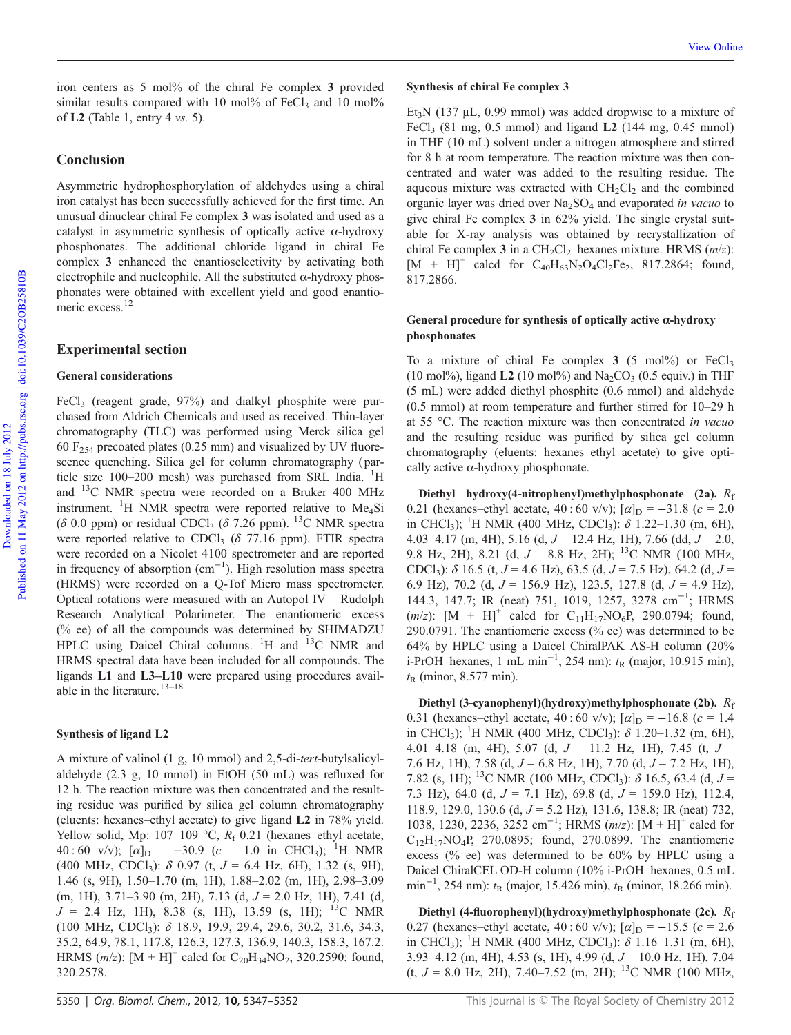iron centers as 5 mol% of the chiral Fe complex **3** provided similar results compared with 10 mol% of $FeCl_3$ and 10 mol% of **L2** (Table 1, entry 4 *vs.* 5).

## Conclusion

Asymmetric hydrophosphorylation of aldehydes using a chiral iron catalyst has been successfully achieved for the first time. An unusual dinuclear chiral Fe complex **3** was isolated and used as a catalyst in asymmetric synthesis of optically active α-hydroxy phosphonates. The additional chloride ligand in chiral Fe complex **3** enhanced the enantioselectivity by activating both electrophile and nucleophile. All the substituted α-hydroxy phosphonates were obtained with excellent yield and good enantiomeric excess.[12]

## Experimental section

### General considerations

$FeCl_3$ (reagent grade, 97%) and dialkyl phosphite were purchased from Aldrich Chemicals and used as received. Thin-layer chromatography (TLC) was performed using Merck silica gel 60 $F_{254}$ precoated plates (0.25 mm) and visualized by UV fluorescence quenching. Silica gel for column chromatography (particle size 100–200 mesh) was purchased from SRL India. $^1H$ and $^{13}C$ NMR spectra were recorded on a Bruker 400 MHz instrument. $^1H$ NMR spectra were reported relative to $Me_4Si$ ($\delta$ 0.0 ppm) or residual $CDCl_3$ ($\delta$ 7.26 ppm). $^{13}C$ NMR spectra were reported relative to $CDCl_3$ ($\delta$ 77.16 ppm). FTIR spectra were recorded on a Nicolet 4100 spectrometer and are reported in frequency of absorption ($cm^{-1}$). High resolution mass spectra (HRMS) were recorded on a Q-Tof Micro mass spectrometer. Optical rotations were measured with an Autopol IV – Rudolph Research Analytical Polarimeter. The enantiomeric excess (% ee) of all the compounds was determined by SHIMADZU HPLC using Daicel Chiral columns. $^1H$ and $^{13}C$ NMR and HRMS spectral data have been included for all compounds. The ligands **L1** and **L3–L10** were prepared using procedures available in the literature.[13–18]

### Synthesis of ligand L2

A mixture of valinol (1 g, 10 mmol) and 2,5-di-*tert*-butylsalicylaldehyde (2.3 g, 10 mmol) in EtOH (50 mL) was refluxed for 12 h. The reaction mixture was then concentrated and the resulting residue was purified by silica gel column chromatography (eluents: hexanes–ethyl acetate) to give ligand **L2** in 78% yield. Yellow solid, Mp: 107–109 °C, $R_f$ 0.21 (hexanes–ethyl acetate, 40 : 60 v/v); $[\alpha]_D = -30.9$ ($c$ = 1.0 in $CHCl_3$); $^1H$ NMR (400 MHz, $CDCl_3$): $\delta$ 0.97 (t, $J$ = 6.4 Hz, 6H), 1.32 (s, 9H), 1.46 (s, 9H), 1.50–1.70 (m, 1H), 1.88–2.02 (m, 1H), 2.98–3.09 (m, 1H), 3.71–3.90 (m, 2H), 7.13 (d, $J$ = 2.0 Hz, 1H), 7.41 (d, $J$ = 2.4 Hz, 1H), 8.38 (s, 1H), 13.59 (s, 1H); $^{13}C$ NMR (100 MHz, $CDCl_3$): $\delta$ 18.9, 19.9, 29.4, 29.6, 30.2, 31.6, 34.3, 35.2, 64.9, 78.1, 117.8, 126.3, 127.3, 136.9, 140.3, 158.3, 167.2. HRMS ($m/z$): $[M + H]^+$ calcd for $C_{20}H_{34}NO_2$, 320.2590; found, 320.2578.

### Synthesis of chiral Fe complex 3

$Et_3N$ (137 μL, 0.99 mmol) was added dropwise to a mixture of $FeCl_3$ (81 mg, 0.5 mmol) and ligand **L2** (144 mg, 0.45 mmol) in THF (10 mL) solvent under a nitrogen atmosphere and stirred for 8 h at room temperature. The reaction mixture was then concentrated and water was added to the resulting residue. The aqueous mixture was extracted with $CH_2Cl_2$ and the combined organic layer was dried over $Na_2SO_4$ and evaporated *in vacuo* to give chiral Fe complex **3** in 62% yield. The single crystal suitable for X-ray analysis was obtained by recrystallization of chiral Fe complex **3** in a $CH_2Cl_2$–hexanes mixture. HRMS ($m/z$): $[M + H]^+$ calcd for $C_{40}H_{63}N_2O_4Cl_2Fe_2$, 817.2864; found, 817.2866.

### General procedure for synthesis of optically active α-hydroxy phosphonates

To a mixture of chiral Fe complex **3** (5 mol%) or $FeCl_3$ (10 mol%), ligand **L2** (10 mol%) and $Na_2CO_3$ (0.5 equiv.) in THF (5 mL) were added diethyl phosphite (0.6 mmol) and aldehyde (0.5 mmol) at room temperature and further stirred for 10–29 h at 55 °C. The reaction mixture was then concentrated *in vacuo* and the resulting residue was purified by silica gel column chromatography (eluents: hexanes–ethyl acetate) to give optically active α-hydroxy phosphonate.

**Diethyl hydroxy(4-nitrophenyl)methylphosphonate (2a).** $R_f$ 0.21 (hexanes–ethyl acetate, 40 : 60 v/v); $[\alpha]_D = -31.8$ ($c$ = 2.0 in $CHCl_3$); $^1H$ NMR (400 MHz, $CDCl_3$): $\delta$ 1.22–1.30 (m, 6H), 4.03–4.17 (m, 4H), 5.16 (d, $J$ = 12.4 Hz, 1H), 7.66 (dd, $J$ = 2.0, 9.8 Hz, 2H), 8.21 (d, $J$ = 8.8 Hz, 2H); $^{13}C$ NMR (100 MHz, $CDCl_3$): $\delta$ 16.5 (t, $J$ = 4.6 Hz), 63.5 (d, $J$ = 7.5 Hz), 64.2 (d, $J$ = 6.9 Hz), 70.2 (d, $J$ = 156.9 Hz), 123.5, 127.8 (d, $J$ = 4.9 Hz), 144.3, 147.7; IR (neat) 751, 1019, 1257, 3278 $cm^{-1}$; HRMS ($m/z$): $[M + H]^+$ calcd for $C_{11}H_{17}NO_6P$, 290.0794; found, 290.0791. The enantiomeric excess (% ee) was determined to be 64% by HPLC using a Daicel ChiralPAK AS-H column (20% i-PrOH–hexanes, 1 mL $min^{-1}$, 254 nm): $t_R$ (major, 10.915 min), $t_R$ (minor, 8.577 min).

**Diethyl (3-cyanophenyl)(hydroxy)methylphosphonate (2b).** $R_f$ 0.31 (hexanes–ethyl acetate, 40 : 60 v/v); $[\alpha]_D = -16.8$ ($c$ = 1.4 in $CHCl_3$); $^1H$ NMR (400 MHz, $CDCl_3$): $\delta$ 1.20–1.32 (m, 6H), 4.01–4.18 (m, 4H), 5.07 (d, $J$ = 11.2 Hz, 1H), 7.45 (t, $J$ = 7.6 Hz, 1H), 7.58 (d, $J$ = 6.8 Hz, 1H), 7.70 (d, $J$ = 7.2 Hz, 1H), 7.82 (s, 1H); $^{13}C$ NMR (100 MHz, $CDCl_3$): $\delta$ 16.5, 63.4 (d, $J$ = 7.3 Hz), 64.0 (d, $J$ = 7.1 Hz), 69.8 (d, $J$ = 159.0 Hz), 112.4, 118.9, 129.0, 130.6 (d, $J$ = 5.2 Hz), 131.6, 138.8; IR (neat) 732, 1038, 1230, 2236, 3252 $cm^{-1}$; HRMS ($m/z$): $[M + H]^+$ calcd for $C_{12}H_{17}NO_4P$, 270.0895; found, 270.0899. The enantiomeric excess (% ee) was determined to be 60% by HPLC using a Daicel ChiralCEL OD-H column (10% i-PrOH–hexanes, 0.5 mL $min^{-1}$, 254 nm): $t_R$ (major, 15.426 min), $t_R$ (minor, 18.266 min).

**Diethyl (4-fluorophenyl)(hydroxy)methylphosphonate (2c).** $R_f$ 0.27 (hexanes–ethyl acetate, 40 : 60 v/v); $[\alpha]_D = -15.5$ ($c$ = 2.6 in $CHCl_3$); $^1H$ NMR (400 MHz, $CDCl_3$): $\delta$ 1.16–1.31 (m, 6H), 3.93–4.12 (m, 4H), 4.53 (s, 1H), 4.99 (d, $J$ = 10.0 Hz, 1H), 7.04 (t, $J$ = 8.0 Hz, 2H), 7.40–7.52 (m, 2H); $^{13}C$ NMR (100 MHz,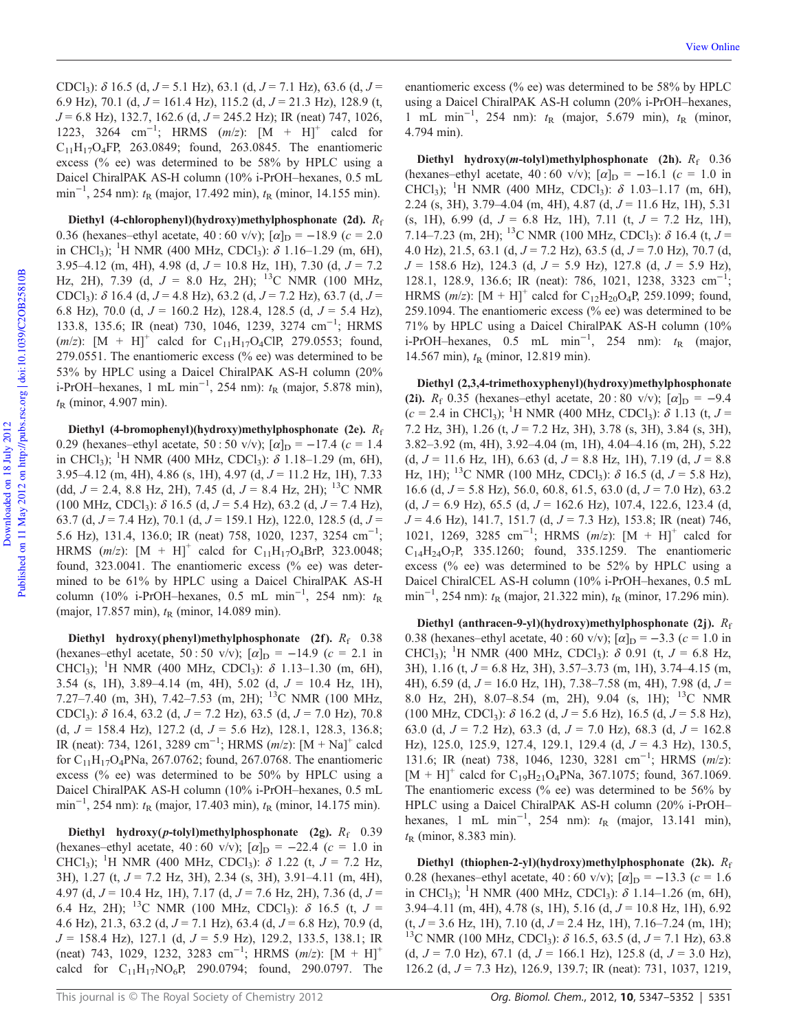$CDCl_3$): δ 16.5 (d, $J$ = 5.1 Hz), 63.1 (d, $J$ = 7.1 Hz), 63.6 (d, $J$ = 6.9 Hz), 70.1 (d, $J$ = 161.4 Hz), 115.2 (d, $J$ = 21.3 Hz), 128.9 (t, $J$ = 6.8 Hz), 132.7, 162.6 (d, $J$ = 245.2 Hz); IR (neat) 747, 1026, 1223, 3264 $cm^{-1}$; HRMS ($m/z$): $[M + H]^+$ calcd for $C_{11}H_{17}O_4FP$, 263.0849; found, 263.0845. The enantiomeric excess (% ee) was determined to be 58% by HPLC using a Daicel ChiralPAK AS-H column (10% i-PrOH–hexanes, 0.5 mL $min^{-1}$, 254 nm): $t_R$ (major, 17.492 min), $t_R$ (minor, 14.155 min).

**Diethyl (4-chlorophenyl)(hydroxy)methylphosphonate (2d).** $R_f$ 0.36 (hexanes–ethyl acetate, 40 : 60 v/v); $[\alpha]_D$ = −18.9 ($c$ = 2.0 in $CHCl_3$); $^1H$ NMR (400 MHz, $CDCl_3$): δ 1.16–1.29 (m, 6H), 3.95–4.12 (m, 4H), 4.98 (d, $J$ = 10.8 Hz, 1H), 7.30 (d, $J$ = 7.2 Hz, 2H), 7.39 (d, $J$ = 8.0 Hz, 2H); $^{13}C$ NMR (100 MHz, $CDCl_3$): δ 16.4 (d, $J$ = 4.8 Hz), 63.2 (d, $J$ = 7.2 Hz), 63.7 (d, $J$ = 6.8 Hz), 70.0 (d, $J$ = 160.2 Hz), 128.4, 128.5 (d, $J$ = 5.4 Hz), 133.8, 135.6; IR (neat) 730, 1046, 1239, 3274 $cm^{-1}$; HRMS ($m/z$): $[M + H]^+$ calcd for $C_{11}H_{17}O_4ClP$, 279.0553; found, 279.0551. The enantiomeric excess (% ee) was determined to be 53% by HPLC using a Daicel ChiralPAK AS-H column (20% i-PrOH–hexanes, 1 mL $min^{-1}$, 254 nm): $t_R$ (major, 5.878 min), $t_R$ (minor, 4.907 min).

**Diethyl (4-bromophenyl)(hydroxy)methylphosphonate (2e).** $R_f$ 0.29 (hexanes–ethyl acetate, 50 : 50 v/v); $[\alpha]_D$ = −17.4 ($c$ = 1.4 in $CHCl_3$); $^1H$ NMR (400 MHz, $CDCl_3$): δ 1.18–1.29 (m, 6H), 3.95–4.12 (m, 4H), 4.86 (s, 1H), 4.97 (d, $J$ = 11.2 Hz, 1H), 7.33 (dd, $J$ = 2.4, 8.8 Hz, 2H), 7.45 (d, $J$ = 8.4 Hz, 2H); $^{13}C$ NMR (100 MHz, $CDCl_3$): δ 16.5 (d, $J$ = 5.4 Hz), 63.2 (d, $J$ = 7.4 Hz), 63.7 (d, $J$ = 7.4 Hz), 70.1 (d, $J$ = 159.1 Hz), 122.0, 128.5 (d, $J$ = 5.6 Hz), 131.4, 136.0; IR (neat) 758, 1020, 1237, 3254 $cm^{-1}$; HRMS ($m/z$): $[M + H]^+$ calcd for $C_{11}H_{17}O_4BrP$, 323.0048; found, 323.0041. The enantiomeric excess (% ee) was determined to be 61% by HPLC using a Daicel ChiralPAK AS-H column (10% i-PrOH–hexanes, 0.5 mL $min^{-1}$, 254 nm): $t_R$ (major, 17.857 min), $t_R$ (minor, 14.089 min).

**Diethyl hydroxy(phenyl)methylphosphonate (2f).** $R_f$ 0.38 (hexanes–ethyl acetate, 50 : 50 v/v); $[\alpha]_D$ = −14.9 ($c$ = 2.1 in $CHCl_3$); $^1H$ NMR (400 MHz, $CDCl_3$): δ 1.13–1.30 (m, 6H), 3.54 (s, 1H), 3.89–4.14 (m, 4H), 5.02 (d, $J$ = 10.4 Hz, 1H), 7.27–7.40 (m, 3H), 7.42–7.53 (m, 2H); $^{13}C$ NMR (100 MHz, $CDCl_3$): δ 16.4, 63.2 (d, $J$ = 7.2 Hz), 63.5 (d, $J$ = 7.0 Hz), 70.8 (d, $J$ = 158.4 Hz), 127.2 (d, $J$ = 5.6 Hz), 128.1, 128.3, 136.8; IR (neat): 734, 1261, 3289 $cm^{-1}$; HRMS ($m/z$): $[M + Na]^+$ calcd for $C_{11}H_{17}O_4PNa$, 267.0762; found, 267.0768. The enantiomeric excess (% ee) was determined to be 50% by HPLC using a Daicel ChiralPAK AS-H column (10% i-PrOH–hexanes, 0.5 mL $min^{-1}$, 254 nm): $t_R$ (major, 17.403 min), $t_R$ (minor, 14.175 min).

**Diethyl hydroxy($p$-tolyl)methylphosphonate (2g).** $R_f$ 0.39 (hexanes–ethyl acetate, 40 : 60 v/v); $[\alpha]_D$ = −22.4 ($c$ = 1.0 in $CHCl_3$); $^1H$ NMR (400 MHz, $CDCl_3$): δ 1.22 (t, $J$ = 7.2 Hz, 3H), 1.27 (t, $J$ = 7.2 Hz, 3H), 2.34 (s, 3H), 3.91–4.11 (m, 4H), 4.97 (d, $J$ = 10.4 Hz, 1H), 7.17 (d, $J$ = 7.6 Hz, 2H), 7.36 (d, $J$ = 6.4 Hz, 2H); $^{13}C$ NMR (100 MHz, $CDCl_3$): δ 16.5 (t, $J$ = 4.6 Hz), 21.3, 63.2 (d, $J$ = 7.1 Hz), 63.4 (d, $J$ = 6.8 Hz), 70.9 (d, $J$ = 158.4 Hz), 127.1 (d, $J$ = 5.9 Hz), 129.2, 133.5, 138.1; IR (neat) 743, 1029, 1232, 3283 $cm^{-1}$; HRMS ($m/z$): $[M + H]^+$ calcd for $C_{11}H_{17}NO_6P$, 290.0794; found, 290.0797. The enantiomeric excess (% ee) was determined to be 58% by HPLC using a Daicel ChiralPAK AS-H column (20% i-PrOH–hexanes, 1 mL $min^{-1}$, 254 nm): $t_R$ (major, 5.679 min), $t_R$ (minor, 4.794 min).

**Diethyl hydroxy($m$-tolyl)methylphosphonate (2h).** $R_f$ 0.36 (hexanes–ethyl acetate, 40 : 60 v/v); $[\alpha]_D$ = −16.1 ($c$ = 1.0 in $CHCl_3$); $^1H$ NMR (400 MHz, $CDCl_3$): δ 1.03–1.17 (m, 6H), 2.24 (s, 3H), 3.79–4.04 (m, 4H), 4.87 (d, $J$ = 11.6 Hz, 1H), 5.31 (s, 1H), 6.99 (d, $J$ = 6.8 Hz, 1H), 7.11 (t, $J$ = 7.2 Hz, 1H), 7.14–7.23 (m, 2H); $^{13}C$ NMR (100 MHz, $CDCl_3$): δ 16.4 (t, $J$ = 4.0 Hz), 21.5, 63.1 (d, $J$ = 7.2 Hz), 63.5 (d, $J$ = 7.0 Hz), 70.7 (d, $J$ = 158.6 Hz), 124.3 (d, $J$ = 5.9 Hz), 127.8 (d, $J$ = 5.9 Hz), 128.1, 128.9, 136.6; IR (neat): 786, 1021, 1238, 3323 $cm^{-1}$; HRMS ($m/z$): $[M + H]^+$ calcd for $C_{12}H_{20}O_4P$, 259.1099; found, 259.1094. The enantiomeric excess (% ee) was determined to be 71% by HPLC using a Daicel ChiralPAK AS-H column (10% i-PrOH–hexanes, 0.5 mL $min^{-1}$, 254 nm): $t_R$ (major, 14.567 min), $t_R$ (minor, 12.819 min).

**Diethyl (2,3,4-trimethoxyphenyl)(hydroxy)methylphosphonate (2i).** $R_f$ 0.35 (hexanes–ethyl acetate, 20 : 80 v/v); $[\alpha]_D$ = −9.4 ($c$ = 2.4 in $CHCl_3$); $^1H$ NMR (400 MHz, $CDCl_3$): δ 1.13 (t, $J$ = 7.2 Hz, 3H), 1.26 (t, $J$ = 7.2 Hz, 3H), 3.78 (s, 3H), 3.84 (s, 3H), 3.82–3.92 (m, 4H), 3.92–4.04 (m, 1H), 4.04–4.16 (m, 2H), 5.22 (d, $J$ = 11.6 Hz, 1H), 6.63 (d, $J$ = 8.8 Hz, 1H), 7.19 (d, $J$ = 8.8 Hz, 1H); $^{13}C$ NMR (100 MHz, $CDCl_3$): δ 16.5 (d, $J$ = 5.8 Hz), 16.6 (d, $J$ = 5.8 Hz), 56.0, 60.8, 61.5, 63.0 (d, $J$ = 7.0 Hz), 63.2 (d, $J$ = 6.9 Hz), 65.5 (d, $J$ = 162.6 Hz), 107.4, 122.6, 123.4 (d, $J$ = 4.6 Hz), 141.7, 151.7 (d, $J$ = 7.3 Hz), 153.8; IR (neat) 746, 1021, 1269, 3285 $cm^{-1}$; HRMS ($m/z$): $[M + H]^+$ calcd for $C_{14}H_{24}O_7P$, 335.1260; found, 335.1259. The enantiomeric excess (% ee) was determined to be 52% by HPLC using a Daicel ChiralCEL AS-H column (10% i-PrOH–hexanes, 0.5 mL $min^{-1}$, 254 nm): $t_R$ (major, 21.322 min), $t_R$ (minor, 17.296 min).

**Diethyl (anthracen-9-yl)(hydroxy)methylphosphonate (2j).** $R_f$ 0.38 (hexanes–ethyl acetate, 40 : 60 v/v); $[\alpha]_D$ = −3.3 ($c$ = 1.0 in $CHCl_3$); $^1H$ NMR (400 MHz, $CDCl_3$): δ 0.91 (t, $J$ = 6.8 Hz, 3H), 1.16 (t, $J$ = 6.8 Hz, 3H), 3.57–3.73 (m, 1H), 3.74–4.15 (m, 4H), 6.59 (d, $J$ = 16.0 Hz, 1H), 7.38–7.58 (m, 4H), 7.98 (d, $J$ = 8.0 Hz, 2H), 8.07–8.54 (m, 2H), 9.04 (s, 1H); $^{13}C$ NMR (100 MHz, $CDCl_3$): δ 16.2 (d, $J$ = 5.6 Hz), 16.5 (d, $J$ = 5.8 Hz), 63.0 (d, $J$ = 7.2 Hz), 63.3 (d, $J$ = 7.0 Hz), 68.3 (d, $J$ = 162.8 Hz), 125.0, 125.9, 127.4, 129.1, 129.4 (d, $J$ = 4.3 Hz), 130.5, 131.6; IR (neat) 738, 1046, 1230, 3281 $cm^{-1}$; HRMS ($m/z$): $[M + H]^+$ calcd for $C_{19}H_{21}O_4PNa$, 367.1075; found, 367.1069. The enantiomeric excess (% ee) was determined to be 56% by HPLC using a Daicel ChiralPAK AS-H column (20% i-PrOH–hexanes, 1 mL $min^{-1}$, 254 nm): $t_R$ (major, 13.141 min), $t_R$ (minor, 8.383 min).

**Diethyl (thiophen-2-yl)(hydroxy)methylphosphonate (2k).** $R_f$ 0.28 (hexanes–ethyl acetate, 40 : 60 v/v); $[\alpha]_D$ = −13.3 ($c$ = 1.6 in $CHCl_3$); $^1H$ NMR (400 MHz, $CDCl_3$): δ 1.14–1.26 (m, 6H), 3.94–4.11 (m, 4H), 4.78 (s, 1H), 5.16 (d, $J$ = 10.8 Hz, 1H), 6.92 (t, $J$ = 3.6 Hz, 1H), 7.10 (d, $J$ = 2.4 Hz, 1H), 7.16–7.24 (m, 1H); $^{13}C$ NMR (100 MHz, $CDCl_3$): δ 16.5, 63.5 (d, $J$ = 7.1 Hz), 63.8 (d, $J$ = 7.0 Hz), 67.1 (d, $J$ = 166.1 Hz), 125.8 (d, $J$ = 3.0 Hz), 126.2 (d, $J$ = 7.3 Hz), 126.9, 139.7; IR (neat): 731, 1037, 1219,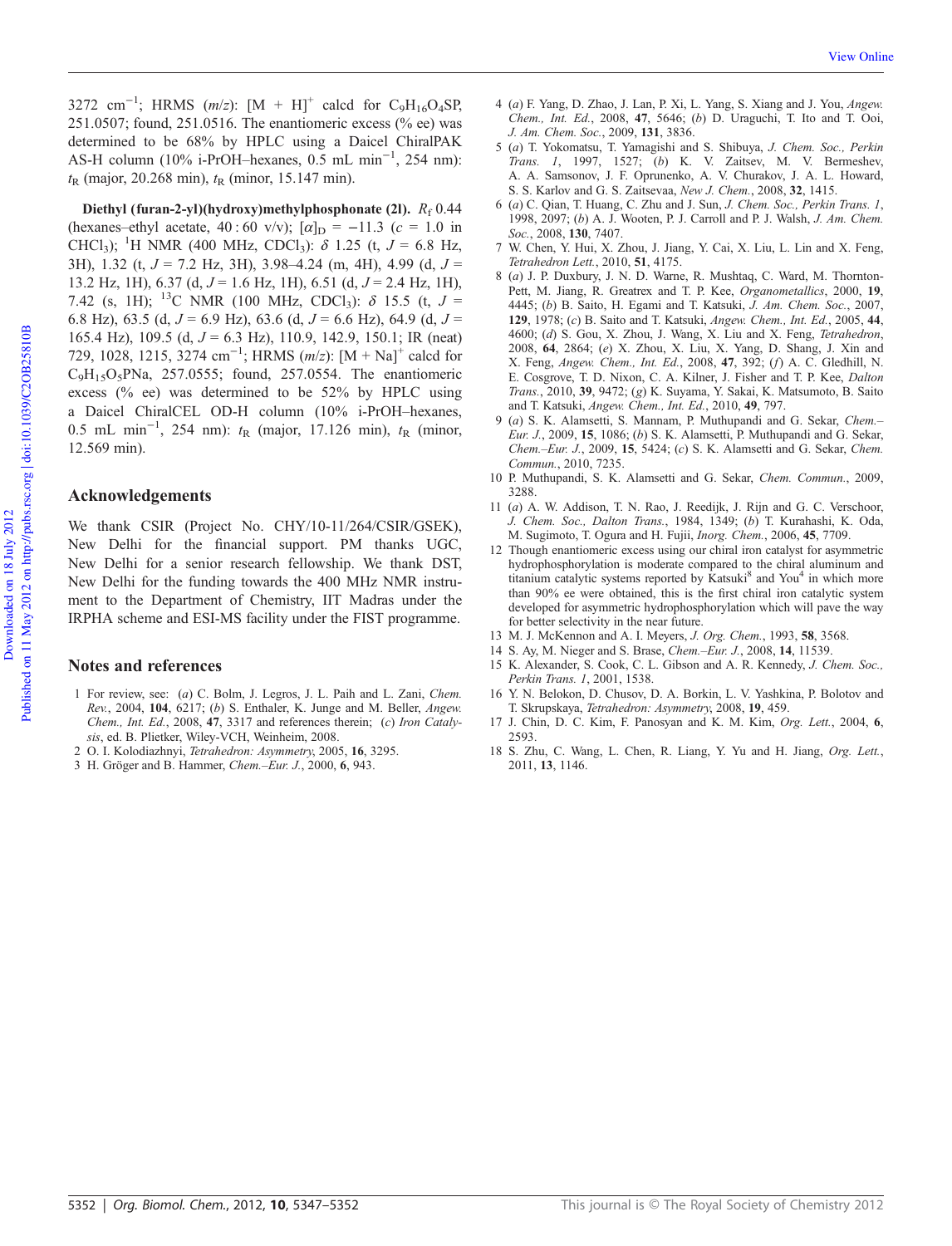3272 cm$^{-1}$; HRMS ($m/z$): [M + H]$^+$ calcd for $C_9H_{16}O_4SP$, 251.0507; found, 251.0516. The enantiomeric excess (% ee) was determined to be 68% by HPLC using a Daicel ChiralPAK AS-H column (10% i-PrOH–hexanes, 0.5 mL min$^{-1}$, 254 nm): $t_R$ (major, 20.268 min), $t_R$ (minor, 15.147 min).

**Diethyl (furan-2-yl)(hydroxy)methylphosphonate (2l).** $R_f$ 0.44 (hexanes–ethyl acetate, 40 : 60 v/v); $[\alpha]_D$ = −11.3 ($c$ = 1.0 in $CHCl_3$); $^1H$ NMR (400 MHz, $CDCl_3$): $\delta$ 1.25 (t, $J$ = 6.8 Hz, 3H), 1.32 (t, $J$ = 7.2 Hz, 3H), 3.98–4.24 (m, 4H), 4.99 (d, $J$ = 13.2 Hz, 1H), 6.37 (d, $J$ = 1.6 Hz, 1H), 6.51 (d, $J$ = 2.4 Hz, 1H), 7.42 (s, 1H); $^{13}C$ NMR (100 MHz, $CDCl_3$): $\delta$ 15.5 (t, $J$ = 6.8 Hz), 63.5 (d, $J$ = 6.9 Hz), 63.6 (d, $J$ = 6.6 Hz), 64.9 (d, $J$ = 165.4 Hz), 109.5 (d, $J$ = 6.3 Hz), 110.9, 142.9, 150.1; IR (neat) 729, 1028, 1215, 3274 cm$^{-1}$; HRMS ($m/z$): [M + Na]$^+$ calcd for $C_9H_{15}O_5PNa$, 257.0555; found, 257.0554. The enantiomeric excess (% ee) was determined to be 52% by HPLC using a Daicel ChiralCEL OD-H column (10% i-PrOH–hexanes, 0.5 mL min$^{-1}$, 254 nm): $t_R$ (major, 17.126 min), $t_R$ (minor, 12.569 min).

## Acknowledgements

We thank CSIR (Project No. CHY/10-11/264/CSIR/GSEK), New Delhi for the financial support. PM thanks UGC, New Delhi for a senior research fellowship. We thank DST, New Delhi for the funding towards the 400 MHz NMR instrument to the Department of Chemistry, IIT Madras under the IRPHA scheme and ESI-MS facility under the FIST programme.

## Notes and references

1. For review, see: (*a*) C. Bolm, J. Legros, J. L. Paih and L. Zani, *Chem. Rev.*, 2004, **104**, 6217; (*b*) S. Enthaler, K. Junge and M. Beller, *Angew. Chem., Int. Ed.*, 2008, **47**, 3317 and references therein; (*c*) *Iron Catalysis*, ed. B. Plietker, Wiley-VCH, Weinheim, 2008.
2. O. I. Kolodiazhnyi, *Tetrahedron: Asymmetry*, 2005, **16**, 3295.
3. H. Gröger and B. Hammer, *Chem.–Eur. J.*, 2000, **6**, 943.
4. (*a*) F. Yang, D. Zhao, J. Lan, P. Xi, L. Yang, S. Xiang and J. You, *Angew. Chem., Int. Ed.*, 2008, **47**, 5646; (*b*) D. Uraguchi, T. Ito and T. Ooi, *J. Am. Chem. Soc.*, 2009, **131**, 3836.
5. (*a*) T. Yokomatsu, T. Yamagishi and S. Shibuya, *J. Chem. Soc., Perkin Trans. 1*, 1997, 1527; (*b*) K. V. Zaitsev, M. V. Bermeshev, A. A. Samsonov, J. F. Oprunenko, A. V. Churakov, J. A. L. Howard, S. S. Karlov and G. S. Zaitsevaa, *New J. Chem.*, 2008, **32**, 1415.
6. (*a*) C. Qian, T. Huang, C. Zhu and J. Sun, *J. Chem. Soc., Perkin Trans. 1*, 1998, 2097; (*b*) A. J. Wooten, P. J. Carroll and P. J. Walsh, *J. Am. Chem. Soc.*, 2008, **130**, 7407.
7. W. Chen, Y. Hui, X. Zhou, J. Jiang, Y. Cai, X. Liu, L. Lin and X. Feng, *Tetrahedron Lett.*, 2010, **51**, 4175.
8. (*a*) J. P. Duxbury, J. N. D. Warne, R. Mushtaq, C. Ward, M. Thornton-Pett, M. Jiang, R. Greatrex and T. P. Kee, *Organometallics*, 2000, **19**, 4445; (*b*) B. Saito, H. Egami and T. Katsuki, *J. Am. Chem. Soc.*, 2007, **129**, 1978; (*c*) B. Saito and T. Katsuki, *Angew. Chem., Int. Ed.*, 2005, **44**, 4600; (*d*) S. Gou, X. Zhou, J. Wang, X. Liu and X. Feng, *Tetrahedron*, 2008, **64**, 2864; (*e*) X. Zhou, X. Liu, X. Yang, D. Shang, J. Xin and X. Feng, *Angew. Chem., Int. Ed.*, 2008, **47**, 392; (*f*) A. C. Gledhill, N. E. Cosgrove, T. D. Nixon, C. A. Kilner, J. Fisher and T. P. Kee, *Dalton Trans.*, 2010, **39**, 9472; (*g*) K. Suyama, Y. Sakai, K. Matsumoto, B. Saito and T. Katsuki, *Angew. Chem., Int. Ed.*, 2010, **49**, 797.
9. (*a*) S. K. Alamsetti, S. Mannam, P. Muthupandi and G. Sekar, *Chem.–Eur. J.*, 2009, **15**, 1086; (*b*) S. K. Alamsetti, P. Muthupandi and G. Sekar, *Chem.–Eur. J.*, 2009, **15**, 5424; (*c*) S. K. Alamsetti and G. Sekar, *Chem. Commun.*, 2010, 7235.
10. P. Muthupandi, S. K. Alamsetti and G. Sekar, *Chem. Commun.*, 2009, 3288.
11. (*a*) A. W. Addison, T. N. Rao, J. Reedijk, J. Rijn and G. C. Verschoor, *J. Chem. Soc., Dalton Trans.*, 1984, 1349; (*b*) T. Kurahashi, K. Oda, M. Sugimoto, T. Ogura and H. Fujii, *Inorg. Chem.*, 2006, **45**, 7709.
12. Though enantiomeric excess using our chiral iron catalyst for asymmetric hydrophosphorylation is moderate compared to the chiral aluminum and titanium catalytic systems reported by Katsuki[8] and You[4] in which more than 90% ee were obtained, this is the first chiral iron catalytic system developed for asymmetric hydrophosphorylation which will pave the way for better selectivity in the near future.
13. M. J. McKennon and A. I. Meyers, *J. Org. Chem.*, 1993, **58**, 3568.
14. S. Ay, M. Nieger and S. Brase, *Chem.–Eur. J.*, 2008, **14**, 11539.
15. K. Alexander, S. Cook, C. L. Gibson and A. R. Kennedy, *J. Chem. Soc., Perkin Trans. 1*, 2001, 1538.
16. Y. N. Belokon, D. Chusov, D. A. Borkin, L. V. Yashkina, P. Bolotov and T. Skrupskaya, *Tetrahedron: Asymmetry*, 2008, **19**, 459.
17. J. Chin, D. C. Kim, F. Panosyan and K. M. Kim, *Org. Lett.*, 2004, **6**, 2593.
18. S. Zhu, C. Wang, L. Chen, R. Liang, Y. Yu and H. Jiang, *Org. Lett.*, 2011, **13**, 1146.